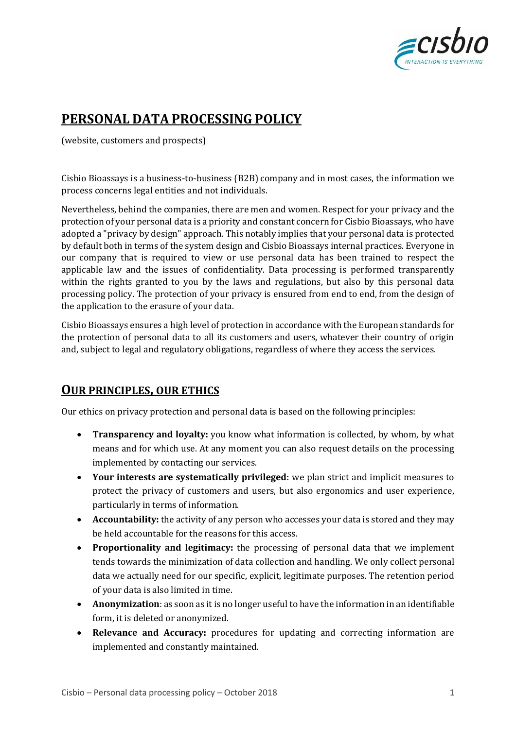# PERSONAL DATA PROCESSING POLICY

(website, customers and prospects)

Cisbio Bioassays is a business-to-business (B2B) company and in most cases, the information we process concerns legal entities and not individuals.

Nevertheless, behind the companies, there are men and women. Respect for your privacy and the protection of your personal data is a priority and constant concern for Cisbio Bioassays, who have adopted a "privacy by design" approach. This notably implies that your personal data is protected by default both in terms of the system design and Cisbio Bioassays internal practices. Everyone in our company that is required to view or use personal data has been trained to respect the applicable law and the issues of confidentiality. Data processing is performed transparently within the rights granted to you by the laws and regulations, but also by this personal data processing policy. The protection of your privacy is ensured from end to end, from the design of the application to the erasure of your data.

Cisbio Bioassays ensures a high level of protection in accordance with the European standards for the protection of personal data to all its customers and users, whatever their country of origin and, subject to legal and regulatory obligations, regardless of where they access the services.

## OUR PRINCIPLES, OUR ETHICS

Our ethics on privacy protection and personal data is based on the following principles:

- **Transparency and loyalty:** you know what information is collected, by whom, by what means and for which use. At any moment you can also request details on the processing implemented by contacting our services.
- **Your interests are systematically privileged:** we plan strict and implicit measures to protect the privacy of customers and users, but also ergonomics and user experience, particularly in terms of information.
- **Accountability:** the activity of any person who accesses your data is stored and they may be held accountable for the reasons for this access.
- **Proportionality and legitimacy:** the processing of personal data that we implement tends towards the minimization of data collection and handling. We only collect personal data we actually need for our specific, explicit, legitimate purposes. The retention period of your data is also limited in time.
- **Anonymization**: as soon as it is no longer useful to have the information in an identifiable form, it is deleted or anonymized.
- **Relevance and Accuracy:** procedures for updating and correcting information are implemented and constantly maintained.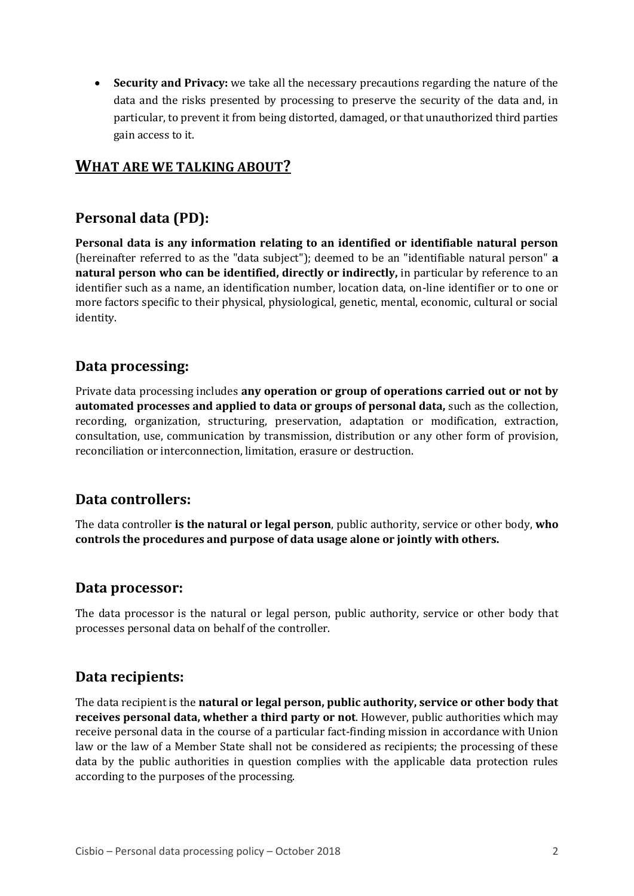- **Security and Privacy:** we take all the necessary precautions regarding the nature of the data and the risks presented by processing to preserve the security of the data and, in particular, to prevent it from being distorted, damaged, or that unauthorized third parties gain access to it.

## WHAT ARE WE TALKING ABOUT?

### Personal data (PD):

**Personal data is any information relating to an identified or identifiable natural person** (hereinafter referred to as the "data subject"); deemed to be an "identifiable natural person" **a natural person who can be identified, directly or indirectly,** in particular by reference to an identifier such as a name, an identification number, location data, on-line identifier or to one or more factors specific to their physical, physiological, genetic, mental, economic, cultural or social identity.

### Data processing:

Private data processing includes **any operation or group of operations carried out or not by automated processes and applied to data or groups of personal data,** such as the collection, recording, organization, structuring, preservation, adaptation or modification, extraction, consultation, use, communication by transmission, distribution or any other form of provision, reconciliation or interconnection, limitation, erasure or destruction.

### Data controllers:

The data controller **is the natural or legal person**, public authority, service or other body, **who controls the procedures and purpose of data usage alone or jointly with others.**

### Data processor:

The data processor is the natural or legal person, public authority, service or other body that processes personal data on behalf of the controller.

### Data recipients:

The data recipient is the **natural or legal person, public authority, service or other body that receives personal data, whether a third party or not**. However, public authorities which may receive personal data in the course of a particular fact-finding mission in accordance with Union law or the law of a Member State shall not be considered as recipients; the processing of these data by the public authorities in question complies with the applicable data protection rules according to the purposes of the processing.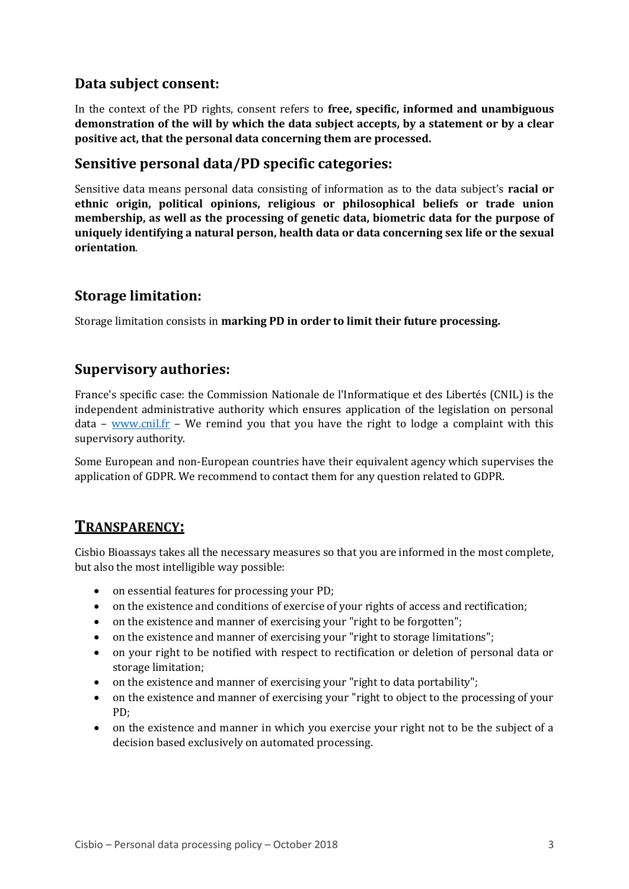## Data subject consent:

In the context of the PD rights, consent refers to **free, specific, informed and unambiguous demonstration of the will by which the data subject accepts, by a statement or by a clear positive act, that the personal data concerning them are processed.**

## Sensitive personal data/PD specific categories:

Sensitive data means personal data consisting of information as to the data subject's **racial or ethnic origin, political opinions, religious or philosophical beliefs or trade union membership, as well as the processing of genetic data, biometric data for the purpose of uniquely identifying a natural person, health data or data concerning sex life or the sexual orientation**.

## Storage limitation:

Storage limitation consists in **marking PD in order to limit their future processing.**

## Supervisory authories:

France's specific case: the Commission Nationale de l'Informatique et des Libertés (CNIL) is the independent administrative authority which ensures application of the legislation on personal data – [www.cnil.fr](http://www.cnil.fr) – We remind you that you have the right to lodge a complaint with this supervisory authority.

Some European and non-European countries have their equivalent agency which supervises the application of GDPR. We recommend to contact them for any question related to GDPR.

# TRANSPARENCY:

Cisbio Bioassays takes all the necessary measures so that you are informed in the most complete, but also the most intelligible way possible:

- on essential features for processing your PD;
- on the existence and conditions of exercise of your rights of access and rectification;
- on the existence and manner of exercising your "right to be forgotten";
- on the existence and manner of exercising your "right to storage limitations";
- on your right to be notified with respect to rectification or deletion of personal data or storage limitation;
- on the existence and manner of exercising your "right to data portability";
- on the existence and manner of exercising your "right to object to the processing of your PD;
- on the existence and manner in which you exercise your right not to be the subject of a decision based exclusively on automated processing.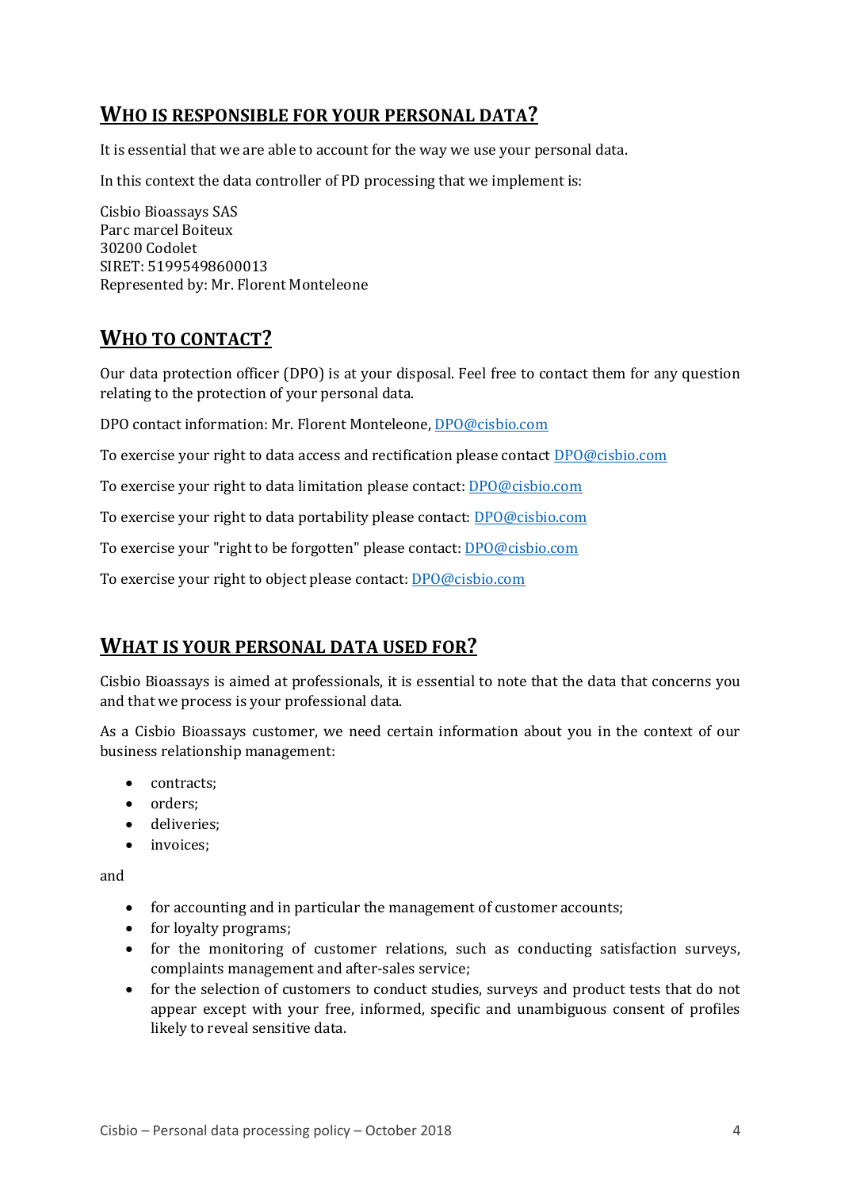## WHO IS RESPONSIBLE FOR YOUR PERSONAL DATA?

It is essential that we are able to account for the way we use your personal data.

In this context the data controller of PD processing that we implement is:

Cisbio Bioassays SAS
Parc marcel Boiteux
30200 Codolet
SIRET: 51995498600013
Represented by: Mr. Florent Monteleone

## WHO TO CONTACT?

Our data protection officer (DPO) is at your disposal. Feel free to contact them for any question relating to the protection of your personal data.

DPO contact information: Mr. Florent Monteleone, DPO@cisbio.com

To exercise your right to data access and rectification please contact DPO@cisbio.com

To exercise your right to data limitation please contact: DPO@cisbio.com

To exercise your right to data portability please contact: DPO@cisbio.com

To exercise your "right to be forgotten" please contact: DPO@cisbio.com

To exercise your right to object please contact: DPO@cisbio.com

## WHAT IS YOUR PERSONAL DATA USED FOR?

Cisbio Bioassays is aimed at professionals, it is essential to note that the data that concerns you and that we process is your professional data.

As a Cisbio Bioassays customer, we need certain information about you in the context of our business relationship management:

- contracts;
- orders;
- deliveries;
- invoices;

and

- for accounting and in particular the management of customer accounts;
- for loyalty programs;
- for the monitoring of customer relations, such as conducting satisfaction surveys, complaints management and after-sales service;
- for the selection of customers to conduct studies, surveys and product tests that do not appear except with your free, informed, specific and unambiguous consent of profiles likely to reveal sensitive data.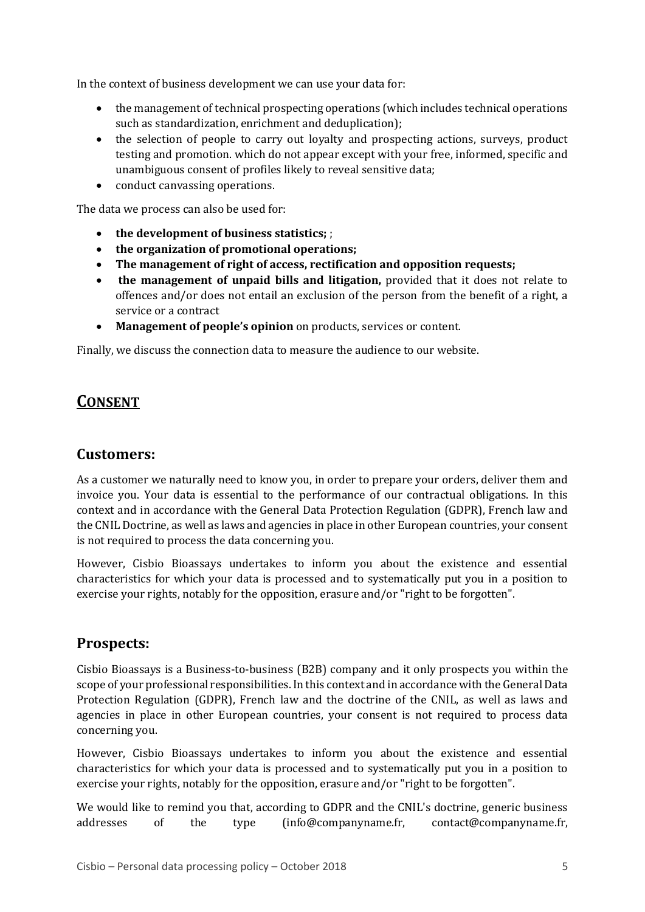In the context of business development we can use your data for:

- the management of technical prospecting operations (which includes technical operations such as standardization, enrichment and deduplication);
- the selection of people to carry out loyalty and prospecting actions, surveys, product testing and promotion. which do not appear except with your free, informed, specific and unambiguous consent of profiles likely to reveal sensitive data;
- conduct canvassing operations.

The data we process can also be used for:

- **the development of business statistics;** ;
- **the organization of promotional operations;**
- **The management of right of access, rectification and opposition requests;**
- **the management of unpaid bills and litigation,** provided that it does not relate to offences and/or does not entail an exclusion of the person from the benefit of a right, a service or a contract
- **Management of people's opinion** on products, services or content.

Finally, we discuss the connection data to measure the audience to our website.

# CONSENT

## Customers:

As a customer we naturally need to know you, in order to prepare your orders, deliver them and invoice you. Your data is essential to the performance of our contractual obligations. In this context and in accordance with the General Data Protection Regulation (GDPR), French law and the CNIL Doctrine, as well as laws and agencies in place in other European countries, your consent is not required to process the data concerning you.

However, Cisbio Bioassays undertakes to inform you about the existence and essential characteristics for which your data is processed and to systematically put you in a position to exercise your rights, notably for the opposition, erasure and/or "right to be forgotten".

## Prospects:

Cisbio Bioassays is a Business-to-business (B2B) company and it only prospects you within the scope of your professional responsibilities. In this context and in accordance with the General Data Protection Regulation (GDPR), French law and the doctrine of the CNIL, as well as laws and agencies in place in other European countries, your consent is not required to process data concerning you.

However, Cisbio Bioassays undertakes to inform you about the existence and essential characteristics for which your data is processed and to systematically put you in a position to exercise your rights, notably for the opposition, erasure and/or "right to be forgotten".

We would like to remind you that, according to GDPR and the CNIL's doctrine, generic business addresses of the type (info@companyname.fr, contact@companyname.fr,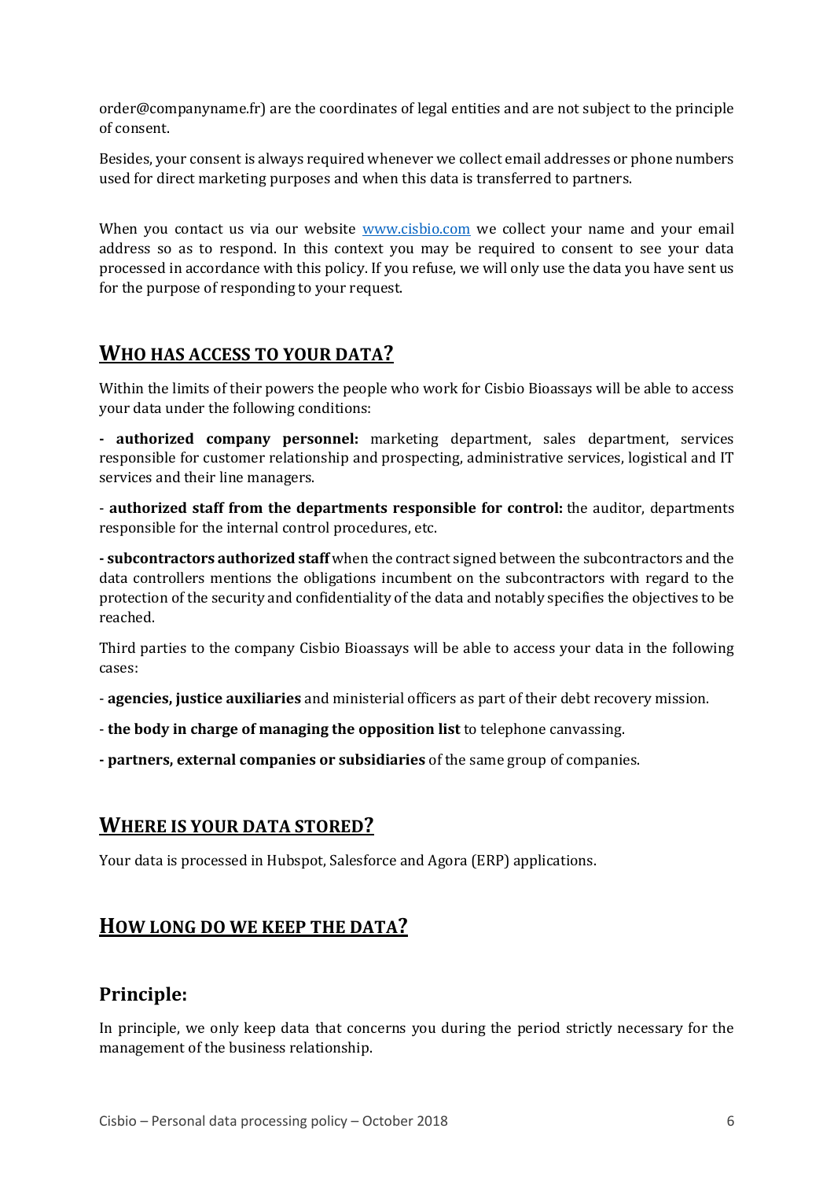order@companyname.fr) are the coordinates of legal entities and are not subject to the principle of consent.

Besides, your consent is always required whenever we collect email addresses or phone numbers used for direct marketing purposes and when this data is transferred to partners.

When you contact us via our website [www.cisbio.com](http://www.cisbio.com) we collect your name and your email address so as to respond. In this context you may be required to consent to see your data processed in accordance with this policy. If you refuse, we will only use the data you have sent us for the purpose of responding to your request.

## WHO HAS ACCESS TO YOUR DATA?

Within the limits of their powers the people who work for Cisbio Bioassays will be able to access your data under the following conditions:

- **authorized company personnel:** marketing department, sales department, services responsible for customer relationship and prospecting, administrative services, logistical and IT services and their line managers.

- **authorized staff from the departments responsible for control:** the auditor, departments responsible for the internal control procedures, etc.

- **subcontractors authorized staff** when the contract signed between the subcontractors and the data controllers mentions the obligations incumbent on the subcontractors with regard to the protection of the security and confidentiality of the data and notably specifies the objectives to be reached.

Third parties to the company Cisbio Bioassays will be able to access your data in the following cases:

- **agencies, justice auxiliaries** and ministerial officers as part of their debt recovery mission.

- **the body in charge of managing the opposition list** to telephone canvassing.

- **partners, external companies or subsidiaries** of the same group of companies.

## WHERE IS YOUR DATA STORED?

Your data is processed in Hubspot, Salesforce and Agora (ERP) applications.

## HOW LONG DO WE KEEP THE DATA?

### Principle:

In principle, we only keep data that concerns you during the period strictly necessary for the management of the business relationship.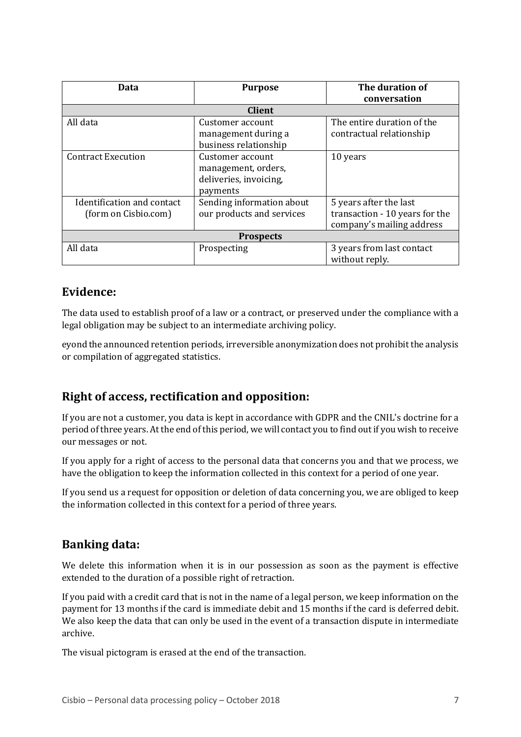| Data | Purpose | The duration of conversation |
|---|---|---|
| **Client** | | |
| All data | Customer account management during a business relationship | The entire duration of the contractual relationship |
| Contract Execution | Customer account management, orders, deliveries, invoicing, payments | 10 years |
| Identification and contact (form on Cisbio.com) | Sending information about our products and services | 5 years after the last transaction - 10 years for the company's mailing address |
| **Prospects** | | |
| All data | Prospecting | 3 years from last contact without reply. |

## Evidence:

The data used to establish proof of a law or a contract, or preserved under the compliance with a legal obligation may be subject to an intermediate archiving policy.

eyond the announced retention periods, irreversible anonymization does not prohibit the analysis or compilation of aggregated statistics.

## Right of access, rectification and opposition:

If you are not a customer, you data is kept in accordance with GDPR and the CNIL's doctrine for a period of three years. At the end of this period, we will contact you to find out if you wish to receive our messages or not.

If you apply for a right of access to the personal data that concerns you and that we process, we have the obligation to keep the information collected in this context for a period of one year.

If you send us a request for opposition or deletion of data concerning you, we are obliged to keep the information collected in this context for a period of three years.

## Banking data:

We delete this information when it is in our possession as soon as the payment is effective extended to the duration of a possible right of retraction.

If you paid with a credit card that is not in the name of a legal person, we keep information on the payment for 13 months if the card is immediate debit and 15 months if the card is deferred debit. We also keep the data that can only be used in the event of a transaction dispute in intermediate archive.

The visual pictogram is erased at the end of the transaction.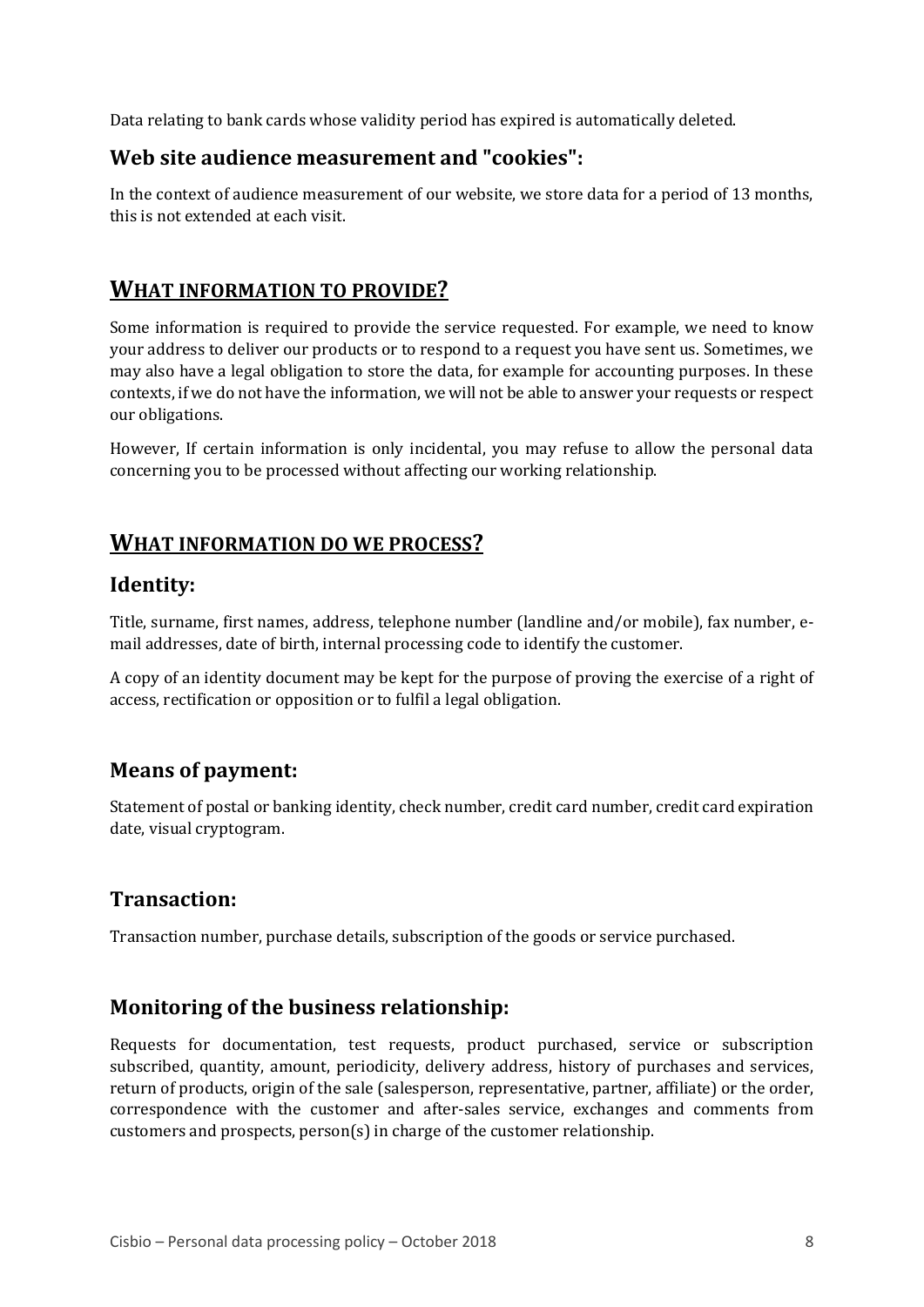Data relating to bank cards whose validity period has expired is automatically deleted.

### Web site audience measurement and "cookies":

In the context of audience measurement of our website, we store data for a period of 13 months, this is not extended at each visit.

## WHAT INFORMATION TO PROVIDE?

Some information is required to provide the service requested. For example, we need to know your address to deliver our products or to respond to a request you have sent us. Sometimes, we may also have a legal obligation to store the data, for example for accounting purposes. In these contexts, if we do not have the information, we will not be able to answer your requests or respect our obligations.

However, If certain information is only incidental, you may refuse to allow the personal data concerning you to be processed without affecting our working relationship.

## WHAT INFORMATION DO WE PROCESS?

### Identity:

Title, surname, first names, address, telephone number (landline and/or mobile), fax number, e-mail addresses, date of birth, internal processing code to identify the customer.

A copy of an identity document may be kept for the purpose of proving the exercise of a right of access, rectification or opposition or to fulfil a legal obligation.

### Means of payment:

Statement of postal or banking identity, check number, credit card number, credit card expiration date, visual cryptogram.

### Transaction:

Transaction number, purchase details, subscription of the goods or service purchased.

### Monitoring of the business relationship:

Requests for documentation, test requests, product purchased, service or subscription subscribed, quantity, amount, periodicity, delivery address, history of purchases and services, return of products, origin of the sale (salesperson, representative, partner, affiliate) or the order, correspondence with the customer and after-sales service, exchanges and comments from customers and prospects, person(s) in charge of the customer relationship.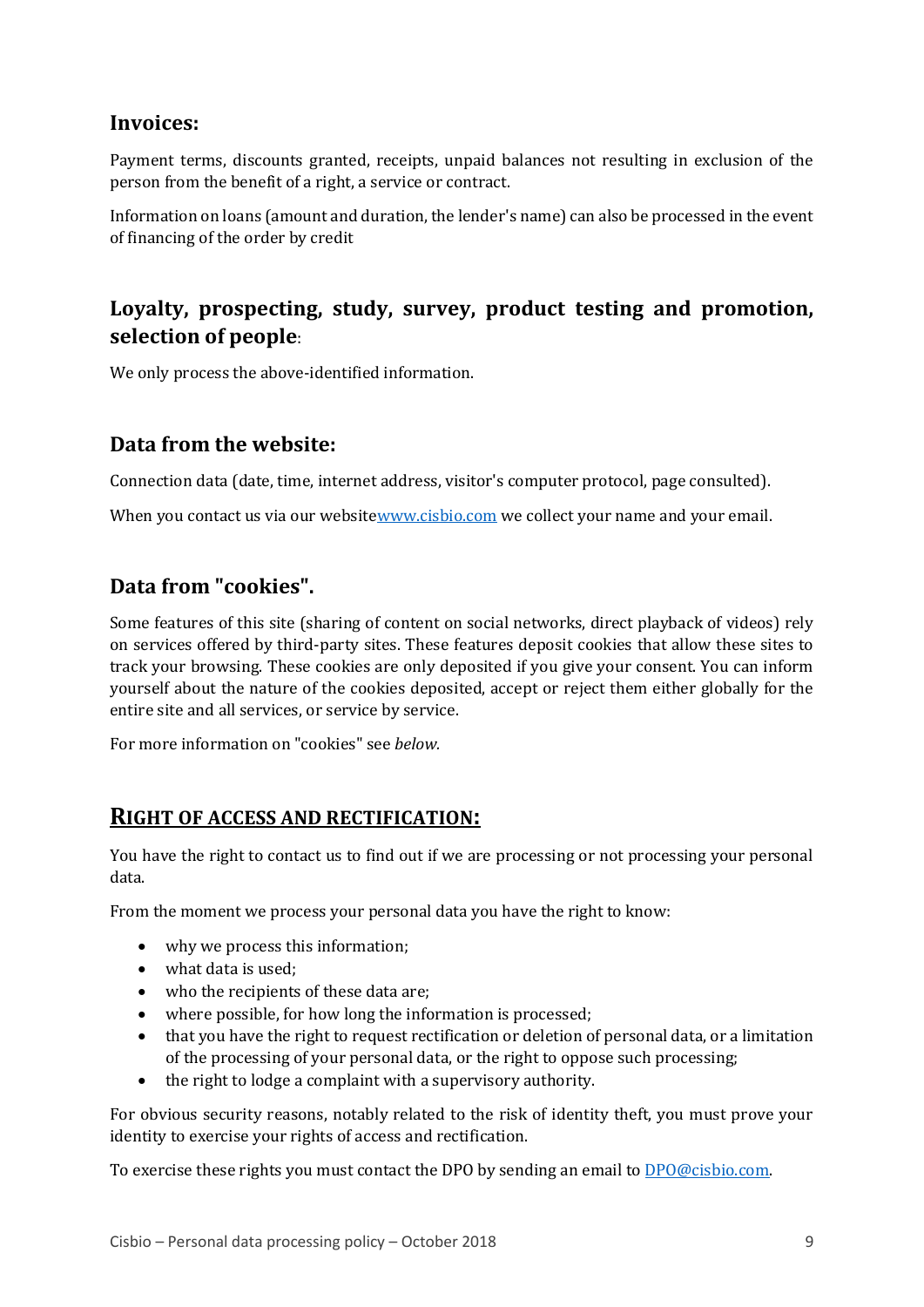## Invoices:

Payment terms, discounts granted, receipts, unpaid balances not resulting in exclusion of the person from the benefit of a right, a service or contract.

Information on loans (amount and duration, the lender's name) can also be processed in the event of financing of the order by credit

## Loyalty, prospecting, study, survey, product testing and promotion, selection of people:

We only process the above-identified information.

## Data from the website:

Connection data (date, time, internet address, visitor's computer protocol, page consulted).

When you contact us via our websitewww.cisbio.com we collect your name and your email.

## Data from "cookies".

Some features of this site (sharing of content on social networks, direct playback of videos) rely on services offered by third-party sites. These features deposit cookies that allow these sites to track your browsing. These cookies are only deposited if you give your consent. You can inform yourself about the nature of the cookies deposited, accept or reject them either globally for the entire site and all services, or service by service.

For more information on "cookies" see *below.*

## RIGHT OF ACCESS AND RECTIFICATION:

You have the right to contact us to find out if we are processing or not processing your personal data.

From the moment we process your personal data you have the right to know:

- why we process this information;
- what data is used;
- who the recipients of these data are;
- where possible, for how long the information is processed;
- that you have the right to request rectification or deletion of personal data, or a limitation of the processing of your personal data, or the right to oppose such processing;
- the right to lodge a complaint with a supervisory authority.

For obvious security reasons, notably related to the risk of identity theft, you must prove your identity to exercise your rights of access and rectification.

To exercise these rights you must contact the DPO by sending an email to DPO@cisbio.com.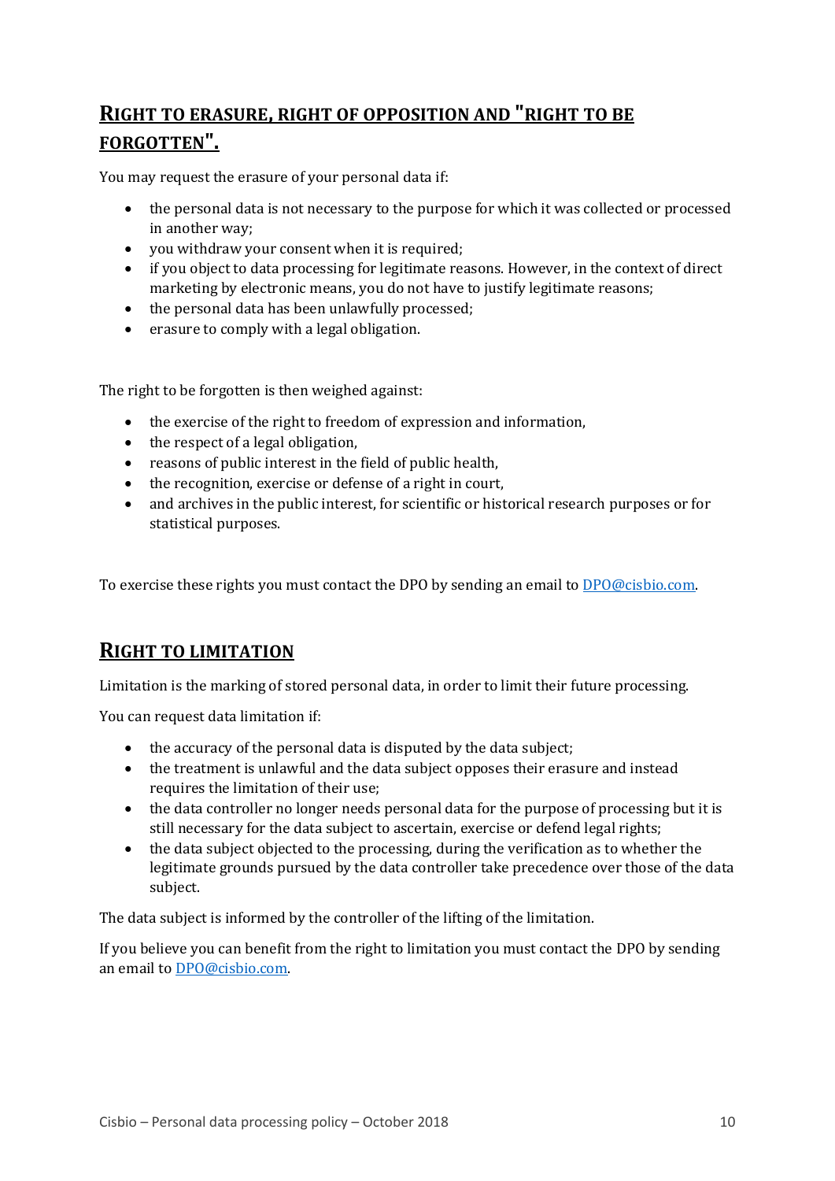## RIGHT TO ERASURE, RIGHT OF OPPOSITION AND "RIGHT TO BE FORGOTTEN".

You may request the erasure of your personal data if:

- the personal data is not necessary to the purpose for which it was collected or processed in another way;
- you withdraw your consent when it is required;
- if you object to data processing for legitimate reasons. However, in the context of direct marketing by electronic means, you do not have to justify legitimate reasons;
- the personal data has been unlawfully processed;
- erasure to comply with a legal obligation.

The right to be forgotten is then weighed against:

- the exercise of the right to freedom of expression and information,
- the respect of a legal obligation,
- reasons of public interest in the field of public health,
- the recognition, exercise or defense of a right in court,
- and archives in the public interest, for scientific or historical research purposes or for statistical purposes.

To exercise these rights you must contact the DPO by sending an email to DPO@cisbio.com.

## RIGHT TO LIMITATION

Limitation is the marking of stored personal data, in order to limit their future processing.

You can request data limitation if:

- the accuracy of the personal data is disputed by the data subject;
- the treatment is unlawful and the data subject opposes their erasure and instead requires the limitation of their use;
- the data controller no longer needs personal data for the purpose of processing but it is still necessary for the data subject to ascertain, exercise or defend legal rights;
- the data subject objected to the processing, during the verification as to whether the legitimate grounds pursued by the data controller take precedence over those of the data subject.

The data subject is informed by the controller of the lifting of the limitation.

If you believe you can benefit from the right to limitation you must contact the DPO by sending an email to DPO@cisbio.com.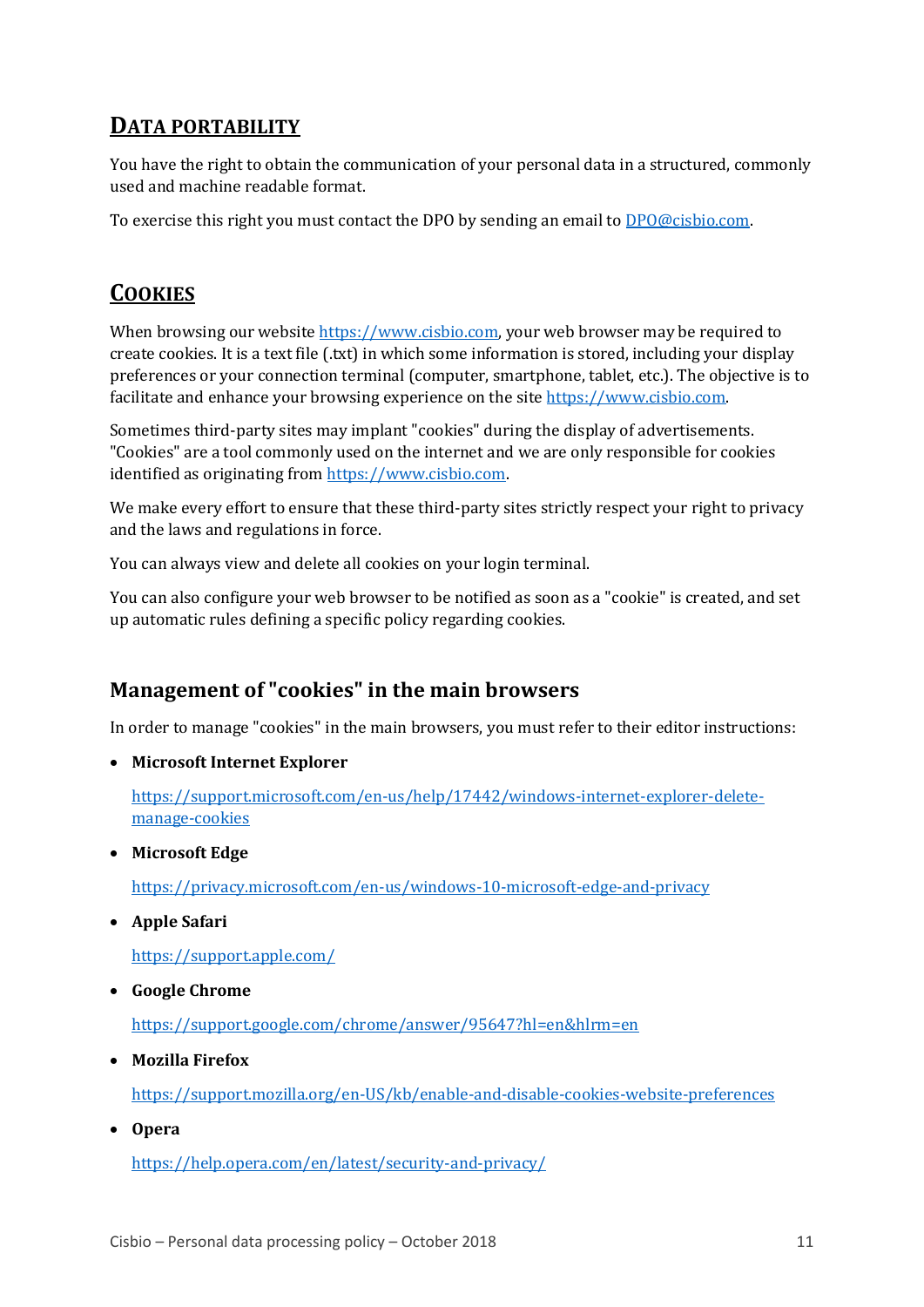## DATA PORTABILITY

You have the right to obtain the communication of your personal data in a structured, commonly used and machine readable format.

To exercise this right you must contact the DPO by sending an email to DPO@cisbio.com.

## COOKIES

When browsing our website https://www.cisbio.com, your web browser may be required to create cookies. It is a text file (.txt) in which some information is stored, including your display preferences or your connection terminal (computer, smartphone, tablet, etc.). The objective is to facilitate and enhance your browsing experience on the site https://www.cisbio.com.

Sometimes third-party sites may implant "cookies" during the display of advertisements. "Cookies" are a tool commonly used on the internet and we are only responsible for cookies identified as originating from https://www.cisbio.com.

We make every effort to ensure that these third-party sites strictly respect your right to privacy and the laws and regulations in force.

You can always view and delete all cookies on your login terminal.

You can also configure your web browser to be notified as soon as a "cookie" is created, and set up automatic rules defining a specific policy regarding cookies.

### Management of "cookies" in the main browsers

In order to manage "cookies" in the main browsers, you must refer to their editor instructions:

- **Microsoft Internet Explorer**

  https://support.microsoft.com/en-us/help/17442/windows-internet-explorer-delete-manage-cookies

- **Microsoft Edge**

  https://privacy.microsoft.com/en-us/windows-10-microsoft-edge-and-privacy

- **Apple Safari**

  https://support.apple.com/

- **Google Chrome**

  https://support.google.com/chrome/answer/95647?hl=en&hlrm=en

- **Mozilla Firefox**

  https://support.mozilla.org/en-US/kb/enable-and-disable-cookies-website-preferences

- **Opera**

  https://help.opera.com/en/latest/security-and-privacy/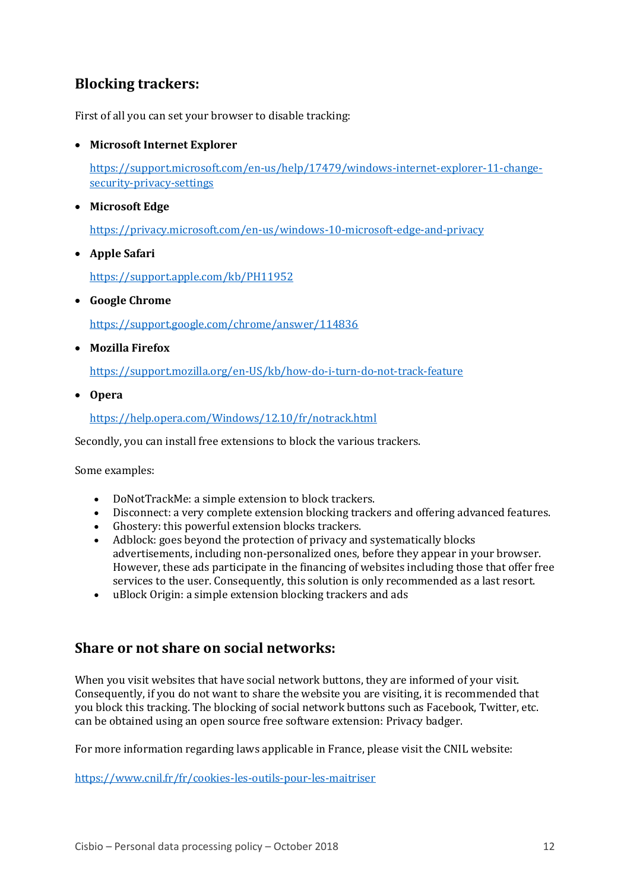## Blocking trackers:

First of all you can set your browser to disable tracking:

- **Microsoft Internet Explorer**

  https://support.microsoft.com/en-us/help/17479/windows-internet-explorer-11-change-security-privacy-settings

- **Microsoft Edge**

  https://privacy.microsoft.com/en-us/windows-10-microsoft-edge-and-privacy

- **Apple Safari**

  https://support.apple.com/kb/PH11952

- **Google Chrome**

  https://support.google.com/chrome/answer/114836

- **Mozilla Firefox**

  https://support.mozilla.org/en-US/kb/how-do-i-turn-do-not-track-feature

- **Opera**

  https://help.opera.com/Windows/12.10/fr/notrack.html

Secondly, you can install free extensions to block the various trackers.

Some examples:

- DoNotTrackMe: a simple extension to block trackers.
- Disconnect: a very complete extension blocking trackers and offering advanced features.
- Ghostery: this powerful extension blocks trackers.
- Adblock: goes beyond the protection of privacy and systematically blocks advertisements, including non-personalized ones, before they appear in your browser. However, these ads participate in the financing of websites including those that offer free services to the user. Consequently, this solution is only recommended as a last resort.
- uBlock Origin: a simple extension blocking trackers and ads

## Share or not share on social networks:

When you visit websites that have social network buttons, they are informed of your visit. Consequently, if you do not want to share the website you are visiting, it is recommended that you block this tracking. The blocking of social network buttons such as Facebook, Twitter, etc. can be obtained using an open source free software extension: Privacy badger.

For more information regarding laws applicable in France, please visit the CNIL website:

https://www.cnil.fr/fr/cookies-les-outils-pour-les-maitriser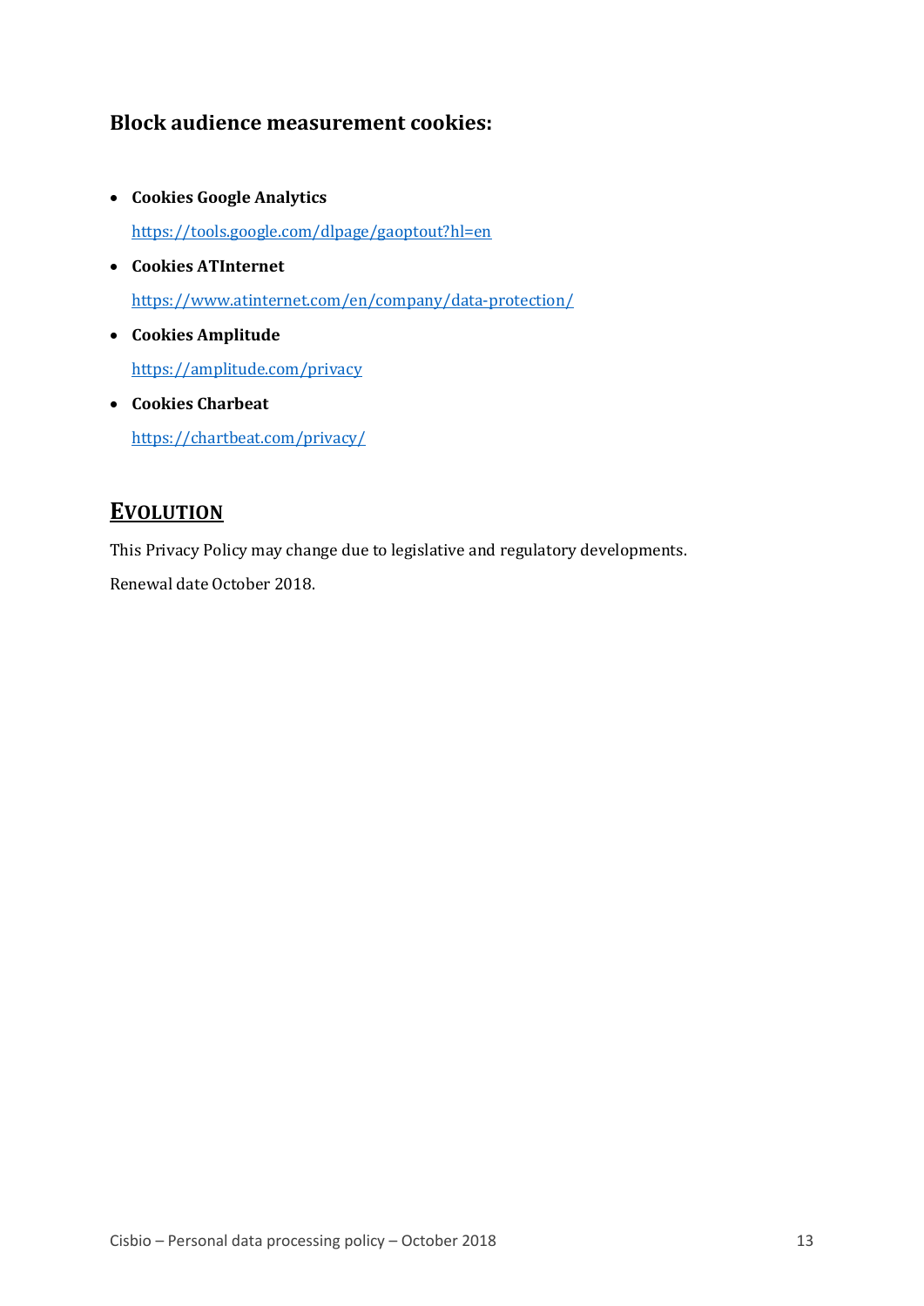### Block audience measurement cookies:

- **Cookies Google Analytics**

  https://tools.google.com/dlpage/gaoptout?hl=en

- **Cookies ATInternet**

  https://www.atinternet.com/en/company/data-protection/

- **Cookies Amplitude**

  https://amplitude.com/privacy

- **Cookies Charbeat**

  https://chartbeat.com/privacy/

## EVOLUTION

This Privacy Policy may change due to legislative and regulatory developments.

Renewal date October 2018.